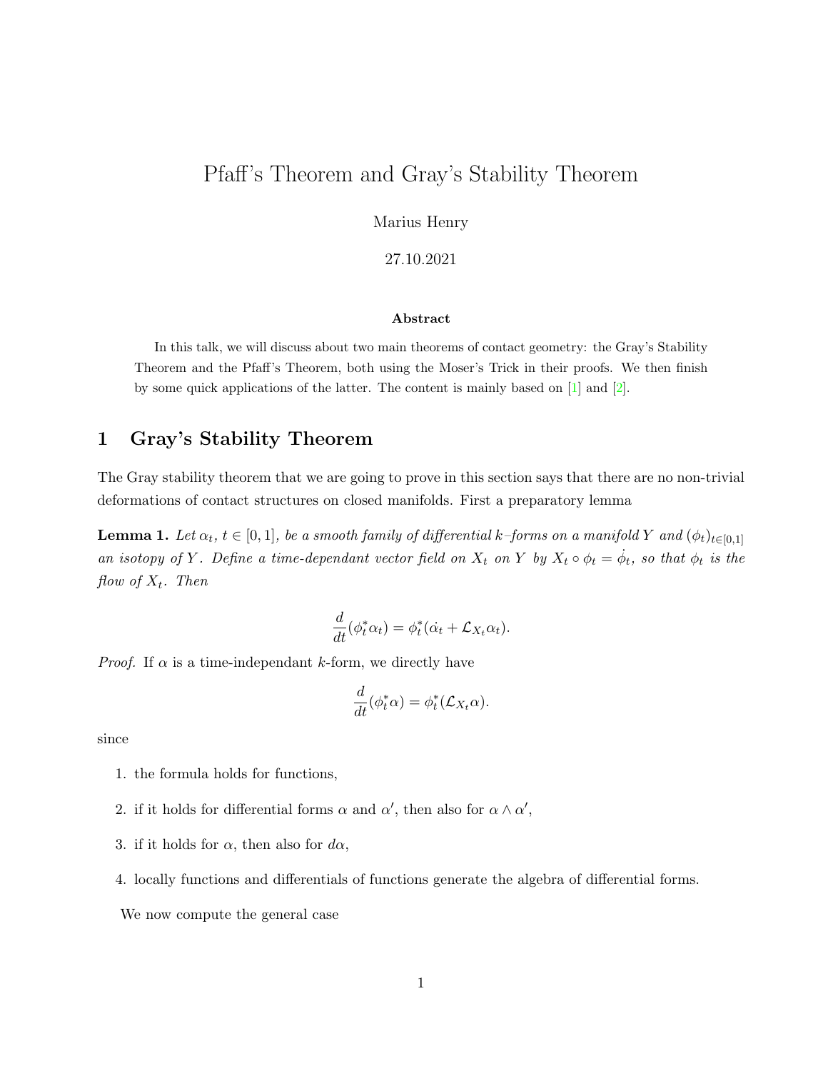# Pfaff's Theorem and Gray's Stability Theorem

Marius Henry

27.10.2021

### Abstract

In this talk, we will discuss about two main theorems of contact geometry: the Gray's Stability Theorem and the Pfaff's Theorem, both using the Moser's Trick in their proofs. We then finish by some quick applications of the latter. The content is mainly based on [1] and [2].

## 1 Gray's Stability Theorem

The Gray stability theorem that we are going to prove in this section says that there are no non-trivial deformations of contact structures on closed manifolds. First a preparatory lemma

**Lemma 1.** *Let $\alpha_t$, $t \in [0,1]$, be a smooth family of differential $k$–forms on a manifold $Y$ and $(\phi_t)_{t\in[0,1]}$ an isotopy of $Y$. Define a time-dependant vector field on $X_t$ on $Y$ by $X_t \circ \phi_t = \dot{\phi_t}$, so that $\phi_t$ is the flow of $X_t$. Then*

$$\frac{d}{dt}(\phi_t^* \alpha_t) = \phi_t^*(\dot{\alpha}_t + \mathcal{L}_{X_t}\alpha_t).$$

*Proof.* If $\alpha$ is a time-independant $k$-form, we directly have

$$\frac{d}{dt}(\phi_t^* \alpha) = \phi_t^*(\mathcal{L}_{X_t}\alpha).$$

since

1. the formula holds for functions,
2. if it holds for differential forms $\alpha$ and $\alpha'$, then also for $\alpha \wedge \alpha'$,
3. if it holds for $\alpha$, then also for $d\alpha$,
4. locally functions and differentials of functions generate the algebra of differential forms.

We now compute the general case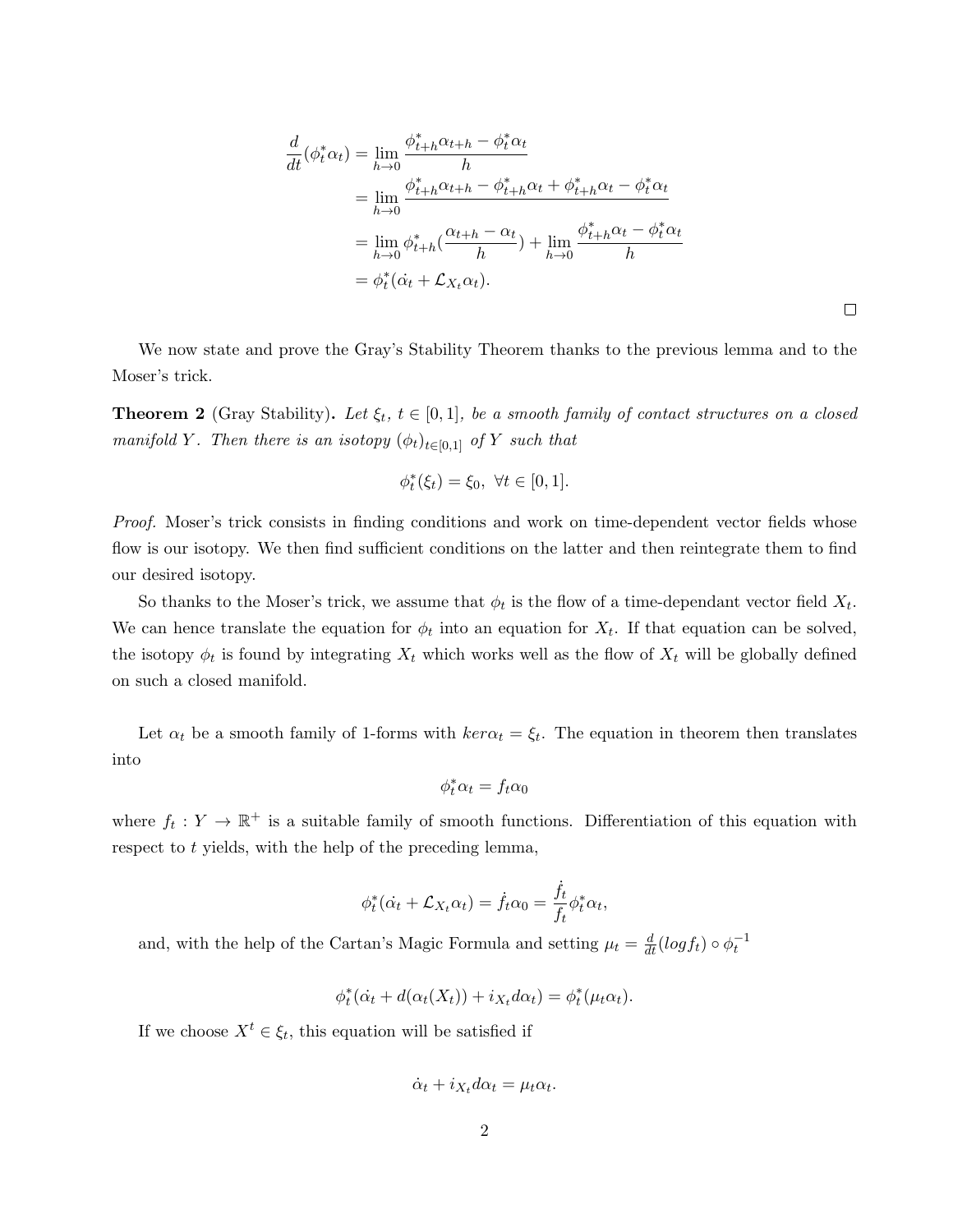$$
\begin{aligned}
\frac{d}{dt}(\phi_t^*\alpha_t) &= \lim_{h\to 0} \frac{\phi_{t+h}^*\alpha_{t+h} - \phi_t^*\alpha_t}{h} \\
&= \lim_{h\to 0} \frac{\phi_{t+h}^*\alpha_{t+h} - \phi_{t+h}^*\alpha_t + \phi_{t+h}^*\alpha_t - \phi_t^*\alpha_t}{h} \\
&= \lim_{h\to 0} \phi_{t+h}^*(\frac{\alpha_{t+h} - \alpha_t}{h}) + \lim_{h\to 0} \frac{\phi_{t+h}^*\alpha_t - \phi_t^*\alpha_t}{h} \\
&= \phi_t^*(\dot{\alpha}_t + \mathcal{L}_{X_t}\alpha_t).
\end{aligned}
$$

□

We now state and prove the Gray's Stability Theorem thanks to the previous lemma and to the Moser's trick.

**Theorem 2** (Gray Stability)**.** *Let $\xi_t$, $t \in [0,1]$, be a smooth family of contact structures on a closed manifold $Y$. Then there is an isotopy $(\phi_t)_{t\in[0,1]}$ of $Y$ such that*

$$\phi_t^*(\xi_t) = \xi_0, \ \forall t \in [0,1].$$

*Proof.* Moser's trick consists in finding conditions and work on time-dependent vector fields whose flow is our isotopy. We then find sufficient conditions on the latter and then reintegrate them to find our desired isotopy.

So thanks to the Moser's trick, we assume that $\phi_t$ is the flow of a time-dependant vector field $X_t$. We can hence translate the equation for $\phi_t$ into an equation for $X_t$. If that equation can be solved, the isotopy $\phi_t$ is found by integrating $X_t$ which works well as the flow of $X_t$ will be globally defined on such a closed manifold.

Let $\alpha_t$ be a smooth family of 1-forms with $ker\alpha_t = \xi_t$. The equation in theorem then translates into

$$\phi_t^*\alpha_t = f_t\alpha_0$$

where $f_t : Y \to \mathbb{R}^+$ is a suitable family of smooth functions. Differentiation of this equation with respect to $t$ yields, with the help of the preceding lemma,

$$\phi_t^*(\dot{\alpha}_t + \mathcal{L}_{X_t}\alpha_t) = \dot{f}_t\alpha_0 = \frac{\dot{f}_t}{f_t}\phi_t^*\alpha_t,$$

and, with the help of the Cartan's Magic Formula and setting $\mu_t = \frac{d}{dt}(log f_t) \circ \phi_t^{-1}$

$$\phi_t^*(\dot{\alpha}_t + d(\alpha_t(X_t)) + i_{X_t}d\alpha_t) = \phi_t^*(\mu_t\alpha_t).$$

If we choose $X^t \in \xi_t$, this equation will be satisfied if

$$\dot{\alpha}_t + i_{X_t}d\alpha_t = \mu_t\alpha_t.$$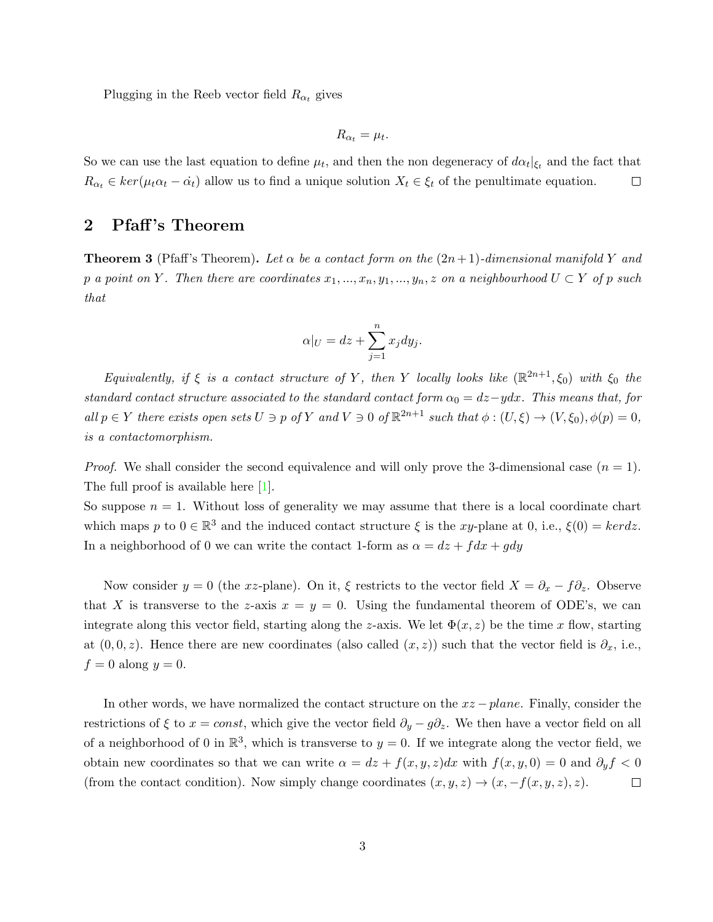Plugging in the Reeb vector field $R_{\alpha_t}$ gives

$$R_{\alpha_t} = \mu_t.$$

So we can use the last equation to define $\mu_t$, and then the non degeneracy of $d\alpha_t|_{\xi_t}$ and the fact that $R_{\alpha_t} \in ker(\mu_t \alpha_t - \dot{\alpha_t})$ allow us to find a unique solution $X_t \in \xi_t$ of the penultimate equation. $\square$

## 2 Pfaff's Theorem

**Theorem 3** (Pfaff's Theorem)**.** *Let $\alpha$ be a contact form on the $(2n+1)$-dimensional manifold $Y$ and $p$ a point on $Y$. Then there are coordinates $x_1, ..., x_n, y_1, ..., y_n, z$ on a neighbourhood $U \subset Y$ of $p$ such that*

$$\alpha|_U = dz + \sum_{j=1}^{n} x_j dy_j.$$

*Equivalently, if $\xi$ is a contact structure of $Y$, then $Y$ locally looks like $(\mathbb{R}^{2n+1}, \xi_0)$ with $\xi_0$ the standard contact structure associated to the standard contact form $\alpha_0 = dz - ydx$. This means that, for all $p \in Y$ there exists open sets $U \ni p$ of $Y$ and $V \ni 0$ of $\mathbb{R}^{2n+1}$ such that $\phi : (U, \xi) \to (V, \xi_0), \phi(p) = 0$, is a contactomorphism.*

*Proof.* We shall consider the second equivalence and will only prove the 3-dimensional case ($n = 1$). The full proof is available here [1].
So suppose $n = 1$. Without loss of generality we may assume that there is a local coordinate chart which maps $p$ to $0 \in \mathbb{R}^3$ and the induced contact structure $\xi$ is the $xy$-plane at 0, i.e., $\xi(0) = ker dz$. In a neighborhood of 0 we can write the contact 1-form as $\alpha = dz + fdx + gdy$

Now consider $y = 0$ (the $xz$-plane). On it, $\xi$ restricts to the vector field $X = \partial_x - f\partial_z$. Observe that $X$ is transverse to the $z$-axis $x = y = 0$. Using the fundamental theorem of ODE's, we can integrate along this vector field, starting along the $z$-axis. We let $\Phi(x, z)$ be the time $x$ flow, starting at $(0, 0, z)$. Hence there are new coordinates (also called $(x, z)$) such that the vector field is $\partial_x$, i.e., $f = 0$ along $y = 0$.

In other words, we have normalized the contact structure on the $xz-plane$. Finally, consider the restrictions of $\xi$ to $x = const$, which give the vector field $\partial_y - g\partial_z$. We then have a vector field on all of a neighborhood of 0 in $\mathbb{R}^3$, which is transverse to $y = 0$. If we integrate along the vector field, we obtain new coordinates so that we can write $\alpha = dz + f(x, y, z)dx$ with $f(x, y, 0) = 0$ and $\partial_y f < 0$ (from the contact condition). Now simply change coordinates $(x, y, z) \to (x, -f(x, y, z), z)$. $\square$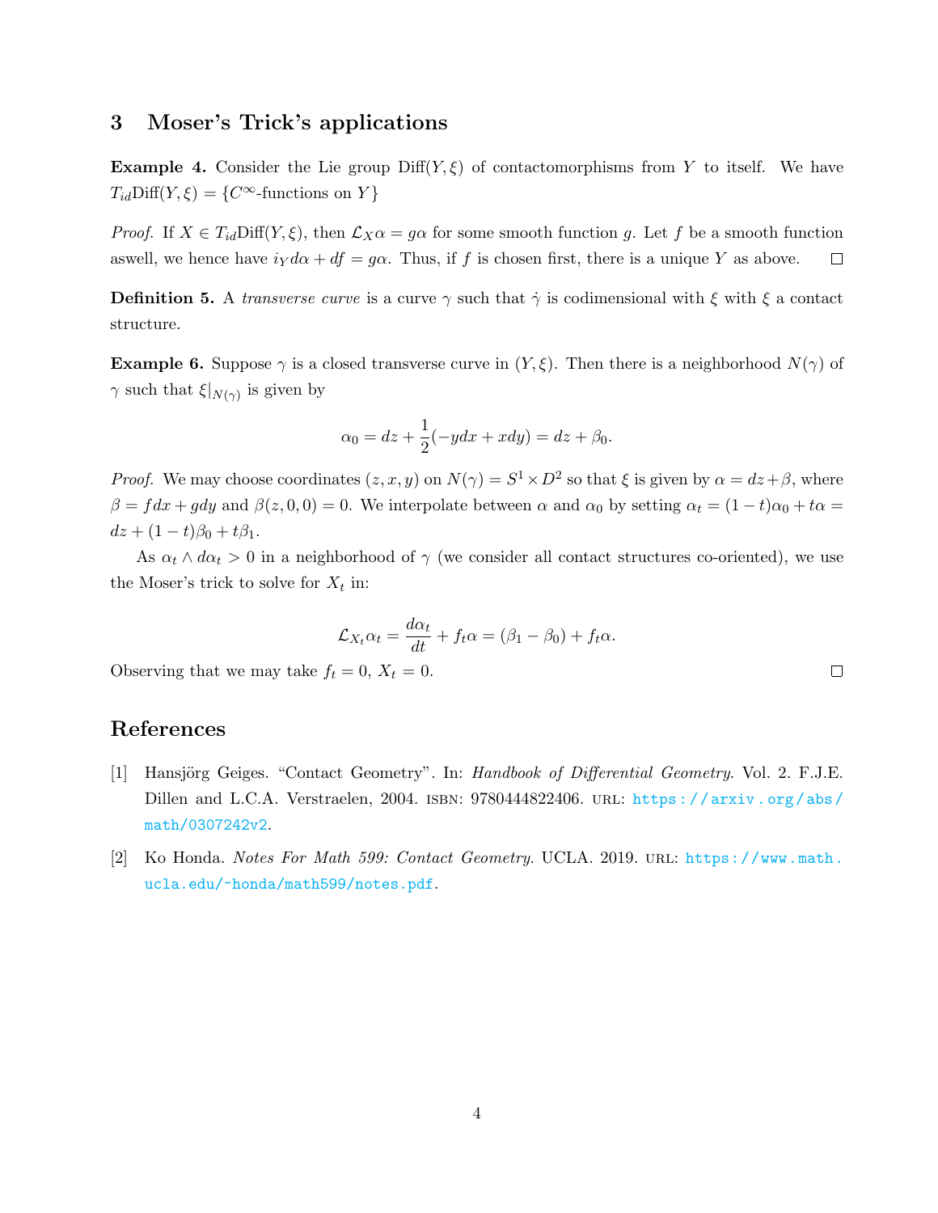## 3 Moser's Trick's applications

**Example 4.** Consider the Lie group $\text{Diff}(Y, \xi)$ of contactomorphisms from $Y$ to itself. We have $T_{id}\text{Diff}(Y, \xi) = \{C^\infty\text{-functions on } Y\}$

*Proof.* If $X \in T_{id}\text{Diff}(Y, \xi)$, then $\mathcal{L}_X \alpha = g\alpha$ for some smooth function $g$. Let $f$ be a smooth function aswell, we hence have $i_Y d\alpha + df = g\alpha$. Thus, if $f$ is chosen first, there is a unique $Y$ as above. $\square$

**Definition 5.** A *transverse curve* is a curve $\gamma$ such that $\dot{\gamma}$ is codimensional with $\xi$ with $\xi$ a contact structure.

**Example 6.** Suppose $\gamma$ is a closed transverse curve in $(Y, \xi)$. Then there is a neighborhood $N(\gamma)$ of $\gamma$ such that $\xi|_{N(\gamma)}$ is given by

$$\alpha_0 = dz + \frac{1}{2}(-ydx + xdy) = dz + \beta_0.$$

*Proof.* We may choose coordinates $(z, x, y)$ on $N(\gamma) = S^1 \times D^2$ so that $\xi$ is given by $\alpha = dz + \beta$, where $\beta = fdx + gdy$ and $\beta(z, 0, 0) = 0$. We interpolate between $\alpha$ and $\alpha_0$ by setting $\alpha_t = (1-t)\alpha_0 + t\alpha = dz + (1-t)\beta_0 + t\beta_1$.

As $\alpha_t \wedge d\alpha_t > 0$ in a neighborhood of $\gamma$ (we consider all contact structures co-oriented), we use the Moser's trick to solve for $X_t$ in:

$$\mathcal{L}_{X_t}\alpha_t = \frac{d\alpha_t}{dt} + f_t\alpha = (\beta_1 - \beta_0) + f_t\alpha.$$

Observing that we may take $f_t = 0$, $X_t = 0$. $\square$

## References

[1] Hansjörg Geiges. "Contact Geometry". In: *Handbook of Differential Geometry*. Vol. 2. F.J.E. Dillen and L.C.A. Verstraelen, 2004. ISBN: 9780444822406. URL: https://arxiv.org/abs/math/0307242v2.

[2] Ko Honda. *Notes For Math 599: Contact Geometry*. UCLA. 2019. URL: https://www.math.ucla.edu/~honda/math599/notes.pdf.